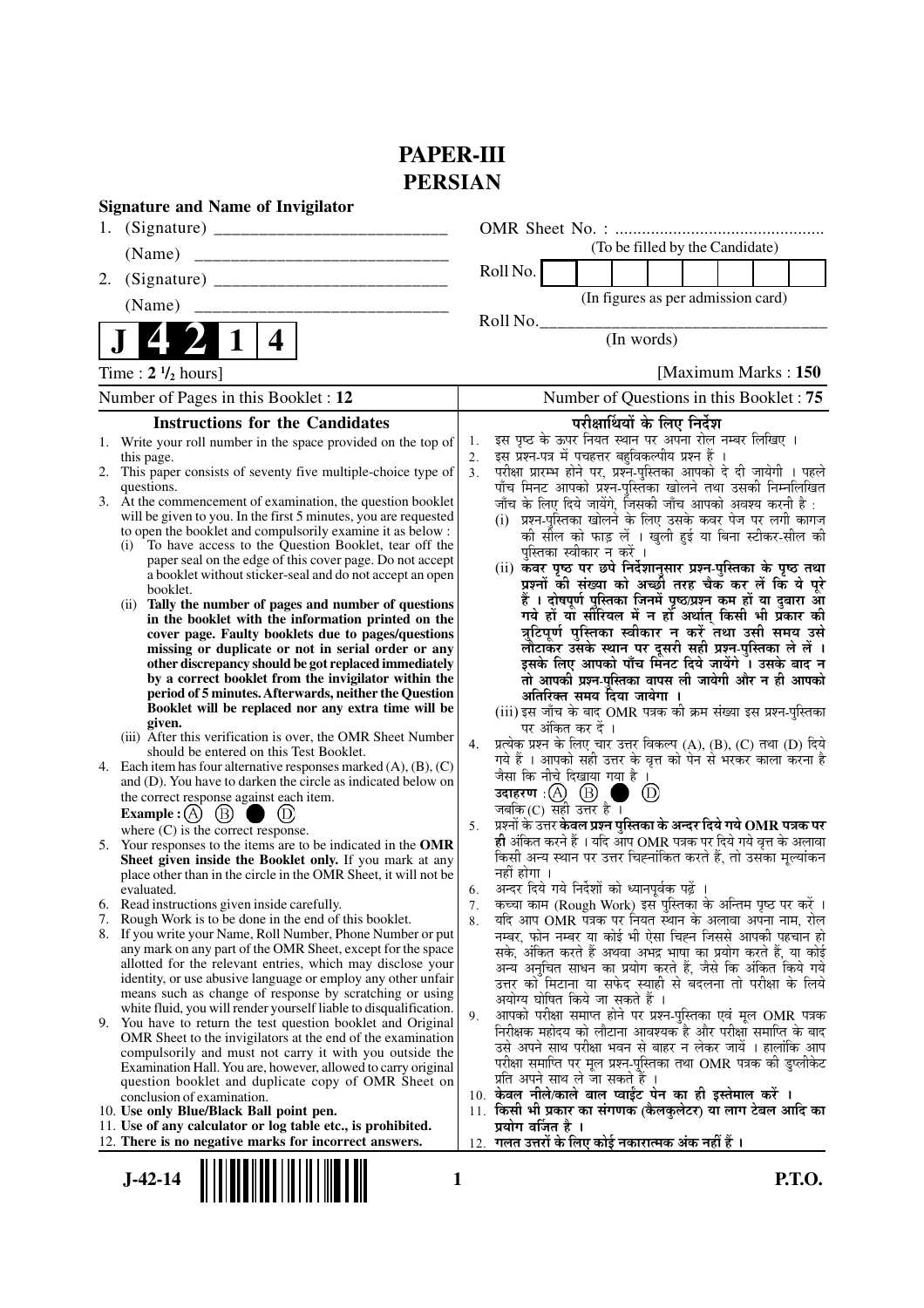# PAPER-III
# PERSIAN

**Signature and Name of Invigilator**

1. (Signature) __________________________

   (Name) ____________________________

2. (Signature) __________________________

   (Name) ____________________________

**J 4 2 1 4**

OMR Sheet No. : ...............................................

(To be filled by the Candidate)

Roll No. [ ][ ][ ][ ][ ][ ][ ][ ]

(In figures as per admission card)

Roll No.________________________________

(In words)

Time : **2 ½ hours**] [Maximum Marks : **150**

Number of Pages in this Booklet : **12** | Number of Questions in this Booklet : **75**

## Instructions for the Candidates

1. Write your roll number in the space provided on the top of this page.
2. This paper consists of seventy five multiple-choice type of questions.
3. At the commencement of examination, the question booklet will be given to you. In the first 5 minutes, you are requested to open the booklet and compulsorily examine it as below :
   (i) To have access to the Question Booklet, tear off the paper seal on the edge of this cover page. Do not accept a booklet without sticker-seal and do not accept an open booklet.
   (ii) **Tally the number of pages and number of questions in the booklet with the information printed on the cover page. Faulty booklets due to pages/questions missing or duplicate or not in serial order or any other discrepancy should be got replaced immediately by a correct booklet from the invigilator within the period of 5 minutes. Afterwards, neither the Question Booklet will be replaced nor any extra time will be given.**
   (iii) After this verification is over, the OMR Sheet Number should be entered on this Test Booklet.
4. Each item has four alternative responses marked (A), (B), (C) and (D). You have to darken the circle as indicated below on the correct response against each item.
   **Example :** (A) (B) ● (D)
   where (C) is the correct response.
5. Your responses to the items are to be indicated in the **OMR Sheet given inside the Booklet only.** If you mark at any place other than in the circle in the OMR Sheet, it will not be evaluated.
6. Read instructions given inside carefully.
7. Rough Work is to be done in the end of this booklet.
8. If you write your Name, Roll Number, Phone Number or put any mark on any part of the OMR Sheet, except for the space allotted for the relevant entries, which may disclose your identity, or use abusive language or employ any other unfair means such as change of response by scratching or using white fluid, you will render yourself liable to disqualification.
9. You have to return the test question booklet and Original OMR Sheet to the invigilators at the end of the examination compulsorily and must not carry it with you outside the Examination Hall. You are, however, allowed to carry original question booklet and duplicate copy of OMR Sheet on conclusion of examination.
10. **Use only Blue/Black Ball point pen.**
11. **Use of any calculator or log table etc., is prohibited.**
12. **There is no negative marks for incorrect answers.**

## परीक्षार्थियों के लिए निर्देश

1. इस पृष्ठ के ऊपर नियत स्थान पर अपना रोल नम्बर लिखिए ।
2. इस प्रश्न-पत्र में पचहत्तर बहुविकल्पीय प्रश्न हैं ।
3. परीक्षा प्रारम्भ होने पर, प्रश्न-पुस्तिका आपको दे दी जायेगी । पहले पाँच मिनट आपको प्रश्न-पुस्तिका खोलने तथा उसकी निम्नलिखित जाँच के लिए दिये जायेंगे, जिसकी जाँच आपको अवश्य करनी है :
   (i) प्रश्न-पुस्तिका खोलने के लिए उसके कवर पेज पर लगी कागज की सील को फाड़ लें । खुली हुई या बिना स्टीकर-सील की पुस्तिका स्वीकार न करें ।
   (ii) **कवर पृष्ठ पर छपे निर्देशानुसार प्रश्न-पुस्तिका के पृष्ठ तथा प्रश्नों की संख्या को अच्छी तरह चैक कर लें कि ये पूरे हैं । दोषपूर्ण पुस्तिका जिनमें पृष्ठ/प्रश्न कम हों या दुबारा आ गये हों या सीरियल में न हों अर्थात् किसी भी प्रकार की त्रुटिपूर्ण पुस्तिका स्वीकार न करें तथा उसी समय उसे लौटाकर उसके स्थान पर दूसरी सही प्रश्न-पुस्तिका ले लें । इसके लिए आपको पाँच मिनट दिये जायेंगे । उसके बाद न तो आपकी प्रश्न-पुस्तिका वापस ली जायेगी और न ही आपको अतिरिक्त समय दिया जायेगा ।**
   (iii) इस जाँच के बाद OMR पत्रक की क्रम संख्या इस प्रश्न-पुस्तिका पर अंकित कर दें ।
4. प्रत्येक प्रश्न के लिए चार उत्तर विकल्प (A), (B), (C) तथा (D) दिये गये हैं । आपको सही उत्तर के वृत्त को पेन से भरकर काला करना है जैसा कि नीचे दिखाया गया है ।
   **उदाहरण :** (A) (B) ● (D)
   जबकि (C) सही उत्तर है ।
5. प्रश्नों के उत्तर **केवल प्रश्न पुस्तिका के अन्दर दिये गये OMR पत्रक पर ही** अंकित करने हैं । यदि आप OMR पत्रक पर दिये गये वृत्त के अलावा किसी अन्य स्थान पर उत्तर चिह्नांकित करते हैं, तो उसका मूल्यांकन नहीं होगा ।
6. अन्दर दिये गये निर्देशों को ध्यानपूर्वक पढ़ें ।
7. कच्चा काम (Rough Work) इस पुस्तिका के अन्तिम पृष्ठ पर करें ।
8. यदि आप OMR पत्रक पर नियत स्थान के अलावा अपना नाम, रोल नम्बर, फोन नम्बर या कोई भी ऐसा चिह्न जिससे आपकी पहचान हो सके, अंकित करते हैं अथवा अभद्र भाषा का प्रयोग करते हैं, या कोई अन्य अनुचित साधन का प्रयोग करते हैं, जैसे कि अंकित किये गये उत्तर को मिटाना या सफेद स्याही से बदलना तो परीक्षा के लिये अयोग्य घोषित किये जा सकते हैं ।
9. आपको परीक्षा समाप्त होने पर प्रश्न-पुस्तिका एवं मूल OMR पत्रक निरीक्षक महोदय को लौटाना आवश्यक है और परीक्षा समाप्ति के बाद उसे अपने साथ परीक्षा भवन से बाहर न लेकर जायें । हालांकि आप परीक्षा समाप्ति पर मूल प्रश्न-पुस्तिका तथा OMR पत्रक की डुप्लीकेट प्रति अपने साथ ले जा सकते हैं ।
10. **केवल नीले/काले बाल प्वाईंट पेन का ही इस्तेमाल करें ।**
11. **किसी भी प्रकार का संगणक (कैलकुलेटर) या लाग टेबल आदि का प्रयोग वर्जित है ।**
12. **गलत उत्तरों के लिए कोई नकारात्मक अंक नहीं हैं ।**

J-42-14 P.T.O.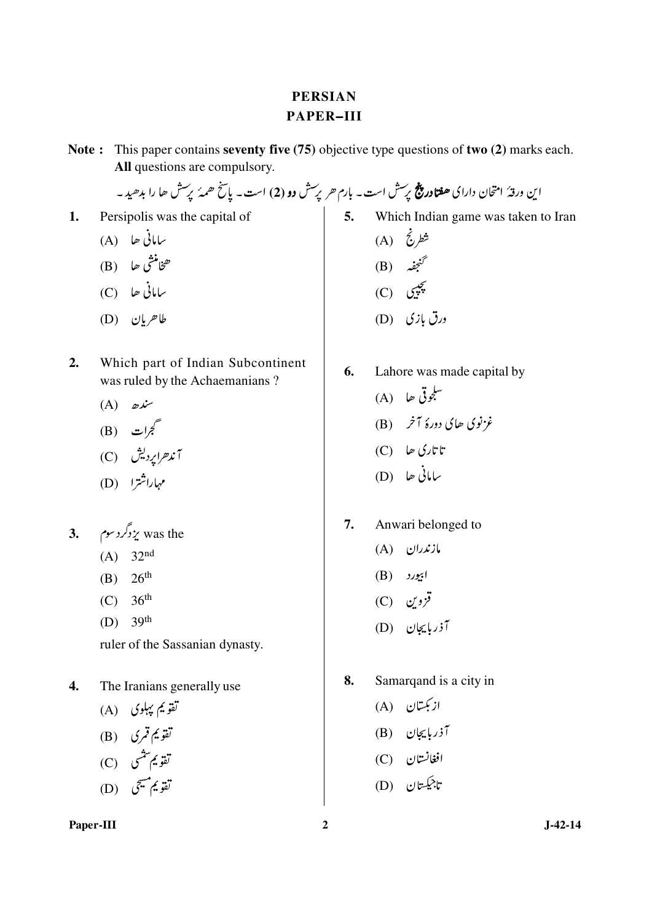# PERSIAN
## PAPER–III

**Note :** This paper contains **seventy five (75)** objective type questions of **two (2)** marks each. **All** questions are compulsory.

این ورقهٔ امتحان دارای **هفتاد و پنج** پرسش است۔ بارم هر پرسش **دو (2)** است۔ پاسخ همهٔ پرسش ها را بدهید۔

**1.** Persipolis was the capital of

(A) سامانی ها

(B) هخامنشی ها

(C) سامانی ها

(D) طاهریان

**2.** Which part of Indian Subcontinent was ruled by the Achaemanians ?

(A) سندھ

(B) گجرات

(C) آندھراپردیش

(D) مہاراشترا

**3.** یزدگرد سوم was the

(A) 32nd

(B) 26th

(C) 36th

(D) 39th

ruler of the Sassanian dynasty.

**4.** The Iranians generally use

(A) تقویم پهلوی

(B) تقویم قمری

(C) تقویم شمسی

(D) تقویم مسیحی

**5.** Which Indian game was taken to Iran

(A) شطرنج

(B) گنجفه

(C) پچیسی

(D) ورق بازی

**6.** Lahore was made capital by

(A) سلجوقی ها

(B) غزنوی های دورهٔ آخر

(C) تاتاری ها

(D) سامانی ها

**7.** Anwari belonged to

(A) مازندران

(B) ابیورد

(C) قزوین

(D) آذربایجان

**8.** Samarqand is a city in

(A) ازبکستان

(B) آذربایجان

(C) افغانستان

(D) تاجیکستان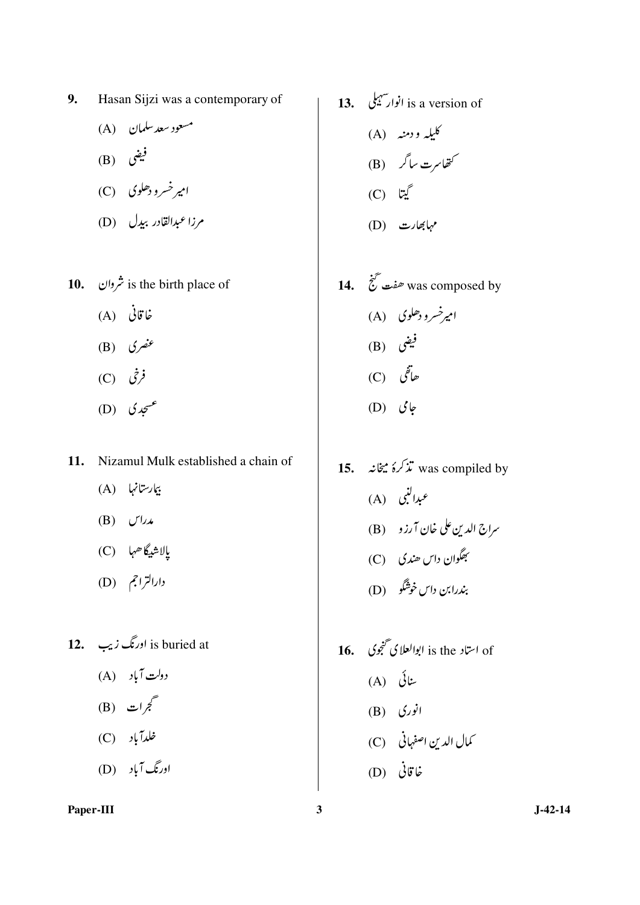9. Hasan Sijzi was a contemporary of

   (A) مسعود سعد سلمان
   (B) فیضی
   (C) امیر خسرو دهلوی
   (D) مرزا عبدالقادر بیدل

10. شروان is the birth place of

    (A) خاقانی
    (B) عنصری
    (C) فرخی
    (D) عسجدی

11. Nizamul Mulk established a chain of

    (A) بیمارستانها
    (B) مدراس
    (C) پالاشیگاهها
    (D) دارالتراجم

12. اورنگ زیب is buried at

    (A) دولت آباد
    (B) گجرات
    (C) خلدآباد
    (D) اورنگ آباد

13. انوار سہیلی is a version of

    (A) کلیله و دمنه
    (B) کتھاسرت ساگر
    (C) گیتا
    (D) مہابھارت

14. هفت گنج was composed by

    (A) امیرخسرو دهلوی
    (B) فیضی
    (C) هاتفی
    (D) جامی

15. تذکرهٔ میخانه was compiled by

    (A) عبدالنبی
    (B) سراج الدین علی خان آرزو
    (C) بھگوان داس هندی
    (D) بندرابن داس خوشگو

16. ابوالعلای گنجوی is the استاد of

    (A) سنائی
    (B) انوری
    (C) کمال الدین اصفهانی
    (D) خاقانی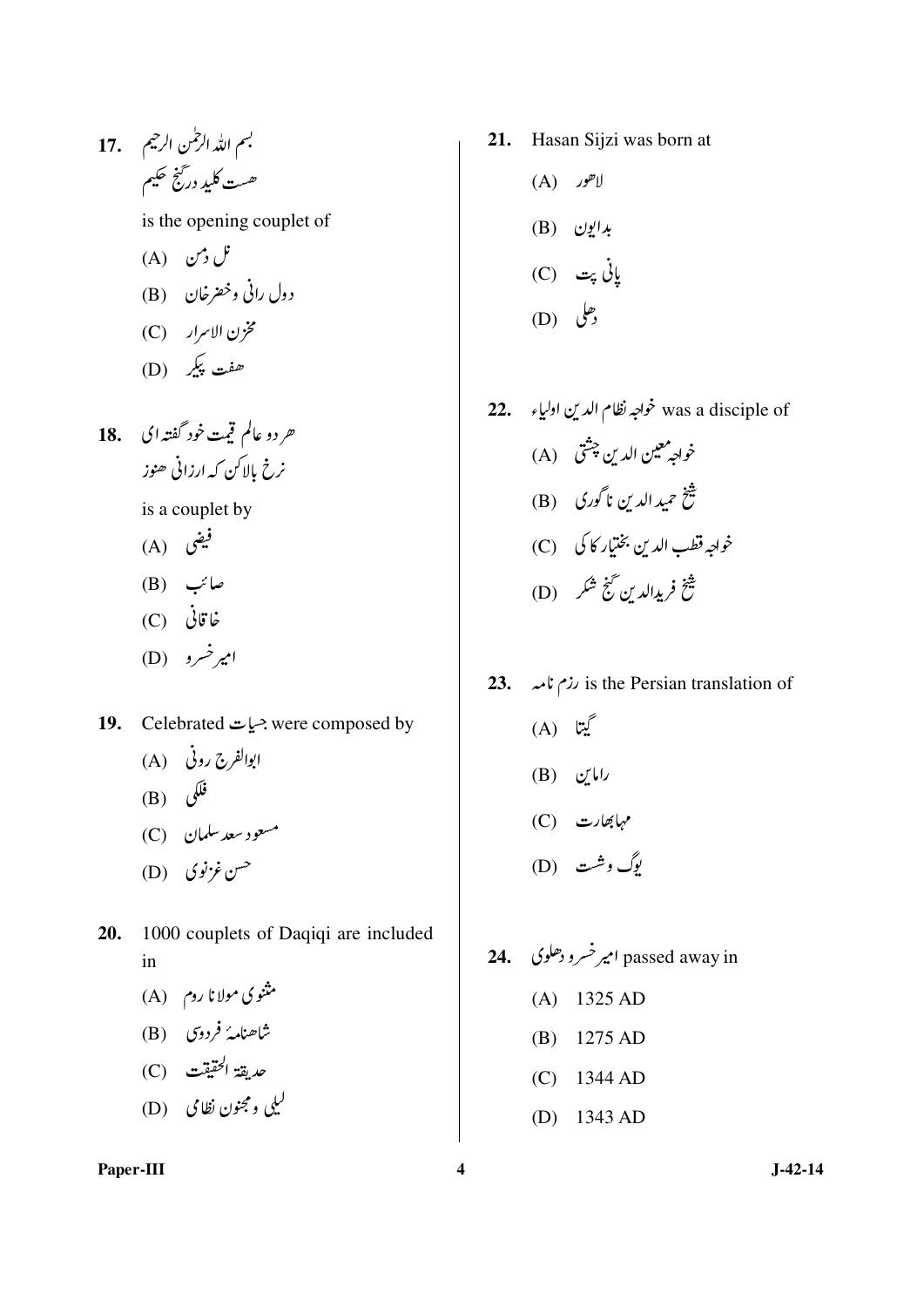17. بسم اللہ الرحمٰن الرحیم
هست کلید درِ گنج حکیم

is the opening couplet of

(A) نل دمن
(B) دول رانی وخضرخان
(C) مخزن الاسرار
(D) هفت پیکر

18. هر دو عالم قیمت خود گفتہ ای
نرخ بالا کن کہ ارزانی هنوز

is a couplet by

(A) فیضی
(B) صائب
(C) خاقانی
(D) امیر خسرو

19. Celebrated حبسیات were composed by

(A) ابوالفرج رونی
(B) فلکی
(C) مسعود سعد سلمان
(D) حسن غزنوی

20. 1000 couplets of Daqiqi are included in

(A) مثنوی مولانا روم
(B) شاهنامۂ فردوسی
(C) حدیقۃ الحقیقت
(D) لیلی و مجنون نظامی

21. Hasan Sijzi was born at

(A) لاهور
(B) بدایون
(C) پانی پت
(D) دهلی

22. خواجہ نظام الدین اولیاء was a disciple of

(A) خواجہ معین الدین چشتی
(B) شیخ حمید الدین ناگوری
(C) خواجہ قطب الدین بختیار کاکی
(D) شیخ فریدالدین گنج شکر

23. رزم نامہ is the Persian translation of

(A) گیتا
(B) رامایں
(C) مہابھارت
(D) یوگ وشست

24. امیر خسرو دهلوی passed away in

(A) 1325 AD
(B) 1275 AD
(C) 1344 AD
(D) 1343 AD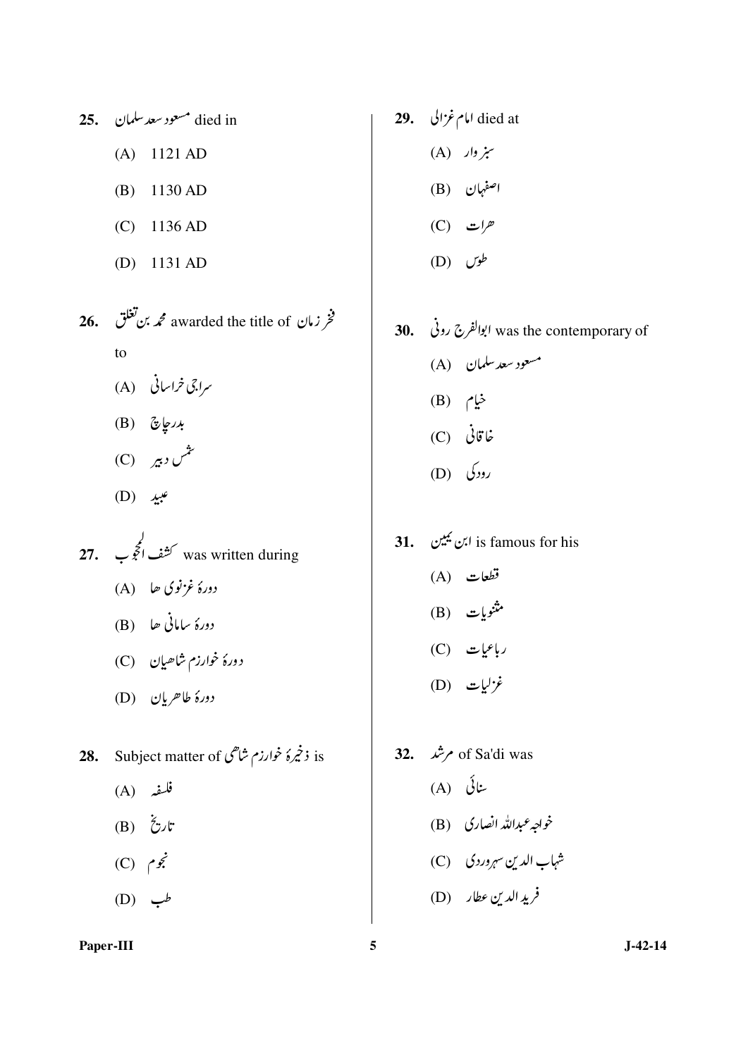**25.** مسعود سعد سلمان died in

(A) 1121 AD

(B) 1130 AD

(C) 1136 AD

(D) 1131 AD

**26.** محمد بن تغلق awarded the title of فخر زمان to

(A) سراجی خراسانی

(B) بدرچاچ

(C) شمس دبیر

(D) عبید

**27.** کشف المحجوب was written during

(A) دورۂ غزنوی ھا

(B) دورۂ سامانی ھا

(C) دورۂ خوارزم شاھیان

(D) دورۂ طاھریان

**28.** Subject matter of ذخیرۂ خوارزم شاھی is

(A) فلسفہ

(B) تاریخ

(C) نجوم

(D) طب

**29.** امام غزالی died at

(A) سبزوار

(B) اصفہان

(C) ھرات

(D) طوس

**30.** ابوالفرج رونی was the contemporary of

(A) مسعود سعد سلمان

(B) خیام

(C) خاقانی

(D) رودکی

**31.** ابن یمین is famous for his

(A) قطعات

(B) مثنویات

(C) رباعیات

(D) غزلیات

**32.** مرشد of Sa'di was

(A) سنائی

(B) خواجہ عبداللہ انصاری

(C) شہاب الدین سہروردی

(D) فرید الدین عطار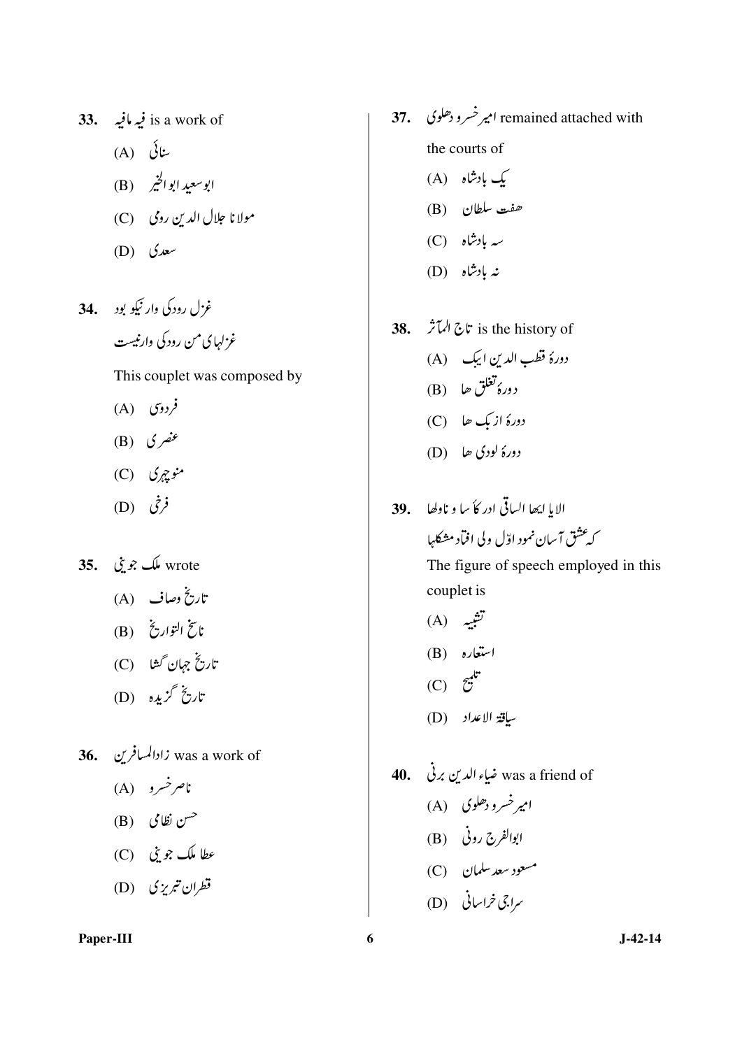33. فیہ مافیہ is a work of

(A) سنائی

(B) ابوسعید ابوالخیر

(C) مولانا جلال الدین رومی

(D) سعدی

34. غزل رودکی وار نیکو بود
غزلہای من رودکی وار نیست

This couplet was composed by

(A) فردوسی

(B) عنصری

(C) منوچہری

(D) فرخی

35. ملک جوینی wrote

(A) تاریخ وصاف

(B) ناسخ التواریخ

(C) تاریخ جہان گشا

(D) تاریخ گزیدہ

36. زادالمسافرین was a work of

(A) ناصرخسرو

(B) حسن نظامی

(C) عطا ملک جوینی

(D) قطران تبریزی

37. امیرخسرو دهلوی remained attached with the courts of

(A) یک بادشاہ

(B) ہفت سلطان

(C) سہ بادشاہ

(D) نہ بادشاہ

38. تاج المآثر is the history of

(A) دورۂ قطب الدین ایبک

(B) دورۂ تغلق ہا

(C) دورۂ ازبک ہا

(D) دورۂ لودی ہا

39. الایا ایہا الساقی ادر کأسا و ناولہا
کہ عشق آسان نمود اوّل ولی افتاد مشکلہا

The figure of speech employed in this couplet is

(A) تشبیہ

(B) استعارہ

(C) تلمیح

(D) سیاقۃ الاعداد

40. ضیاء الدین برنی was a friend of

(A) امیرخسرو دهلوی

(B) ابوالفرج رونی

(C) مسعود سعد سلمان

(D) سراجی خراسانی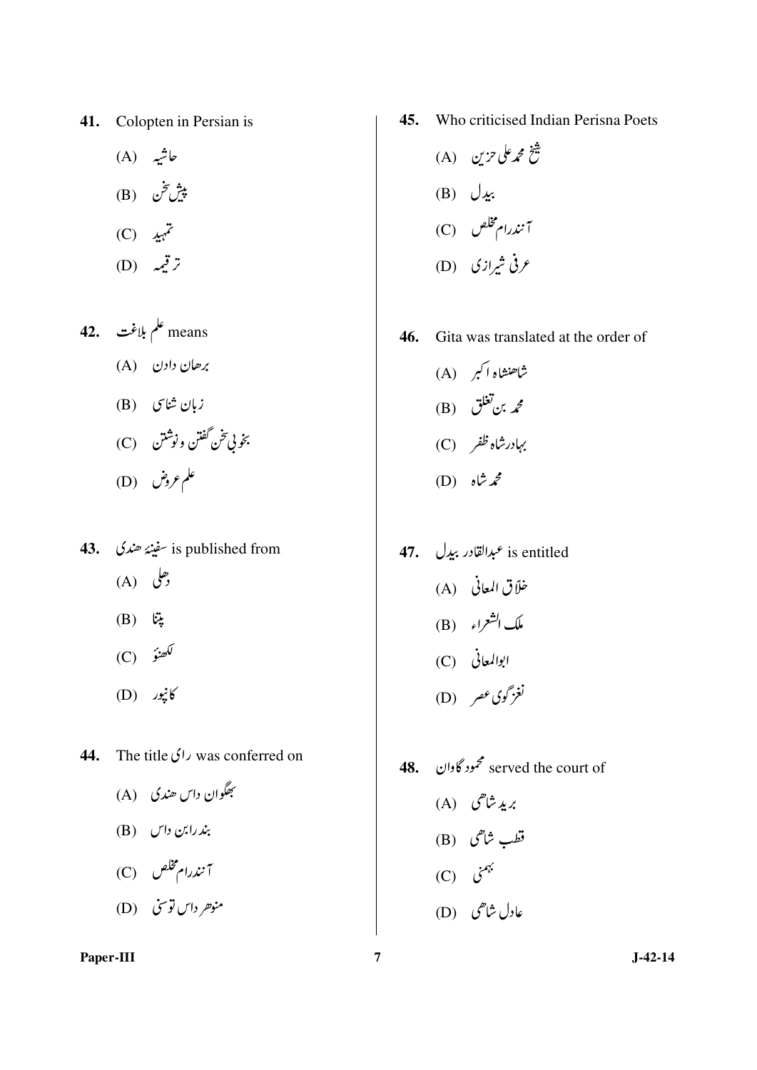41. Colopten in Persian is

(A) حاشیہ

(B) پیش سخن

(C) تمہید

(D) ترقیمہ

42. علم بلاغت means

(A) برھان دادن

(B) زبان شناسی

(C) بخوبی سخن گفتن و نوشتن

(D) علم عروض

43. سفینۂ ھندی is published from

(A) دھلی

(B) پٹنا

(C) لکھنؤ

(D) کانپور

44. The title رائی was conferred on

(A) بھگوان داس ھندی

(B) بندرابن داس

(C) آنندرام مخلص

(D) منوھر داس توسنی

45. Who criticised Indian Perisna Poets

(A) شیخ محمد علی حزین

(B) بیدل

(C) آنندرام مخلص

(D) عرفی شیرازی

46. Gita was translated at the order of

(A) شاھنشاہ اکبر

(B) محمد بن تغلق

(C) بہادر شاہ ظفر

(D) محمد شاہ

47. عبدالقادر بیدل is entitled

(A) خلاّق المعانی

(B) ملک الشعراء

(C) ابوالمعانی

(D) نغز گوی عصر

48. محمود گاوان served the court of

(A) برید شاھی

(B) قطب شاھی

(C) بہمنی

(D) عادل شاھی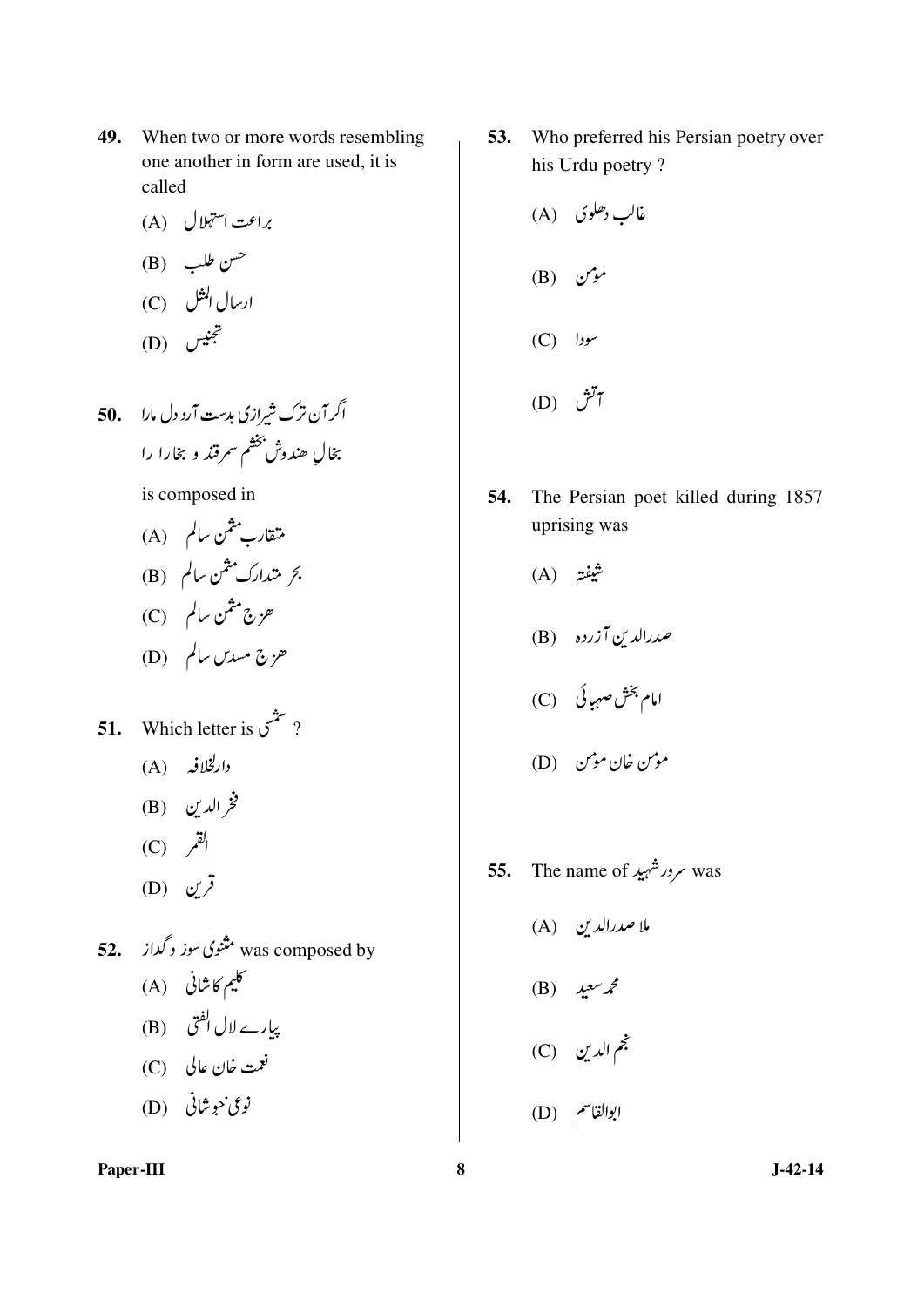49. When two or more words resembling one another in form are used, it is called

(A) براعت استہلال

(B) حسن طلب

(C) ارسال المثل

(D) تجنیس

50. اگر آن ترک شیرازی بدست آرد دل مارا
بخالِ ھندوش بخشم سمرقند و بخارا را

is composed in

(A) متقارب مثمن سالم

(B) بحر متدارک مثمن سالم

(C) ھزج مثمن سالم

(D) ھزج مسدس سالم

51. Which letter is شمسی ?

(A) دارالخلافہ

(B) فخر الدین

(C) القمر

(D) قرین

52. مثنوی سوز و گداز was composed by

(A) کلیم کاشانی

(B) پیارے لال الفتی

(C) نعمت خان عالی

(D) نوعی خبوشانی

53. Who preferred his Persian poetry over his Urdu poetry ?

(A) غالب دھلوی

(B) مومن

(C) سودا

(D) آتش

54. The Persian poet killed during 1857 uprising was

(A) شیفتہ

(B) صدرالدین آزردہ

(C) امام بخش صہبائی

(D) مومن خان مومن

55. The name of سرور شہید was

(A) ملا صدرالدین

(B) محمد سعید

(C) نجم الدین

(D) ابوالقاسم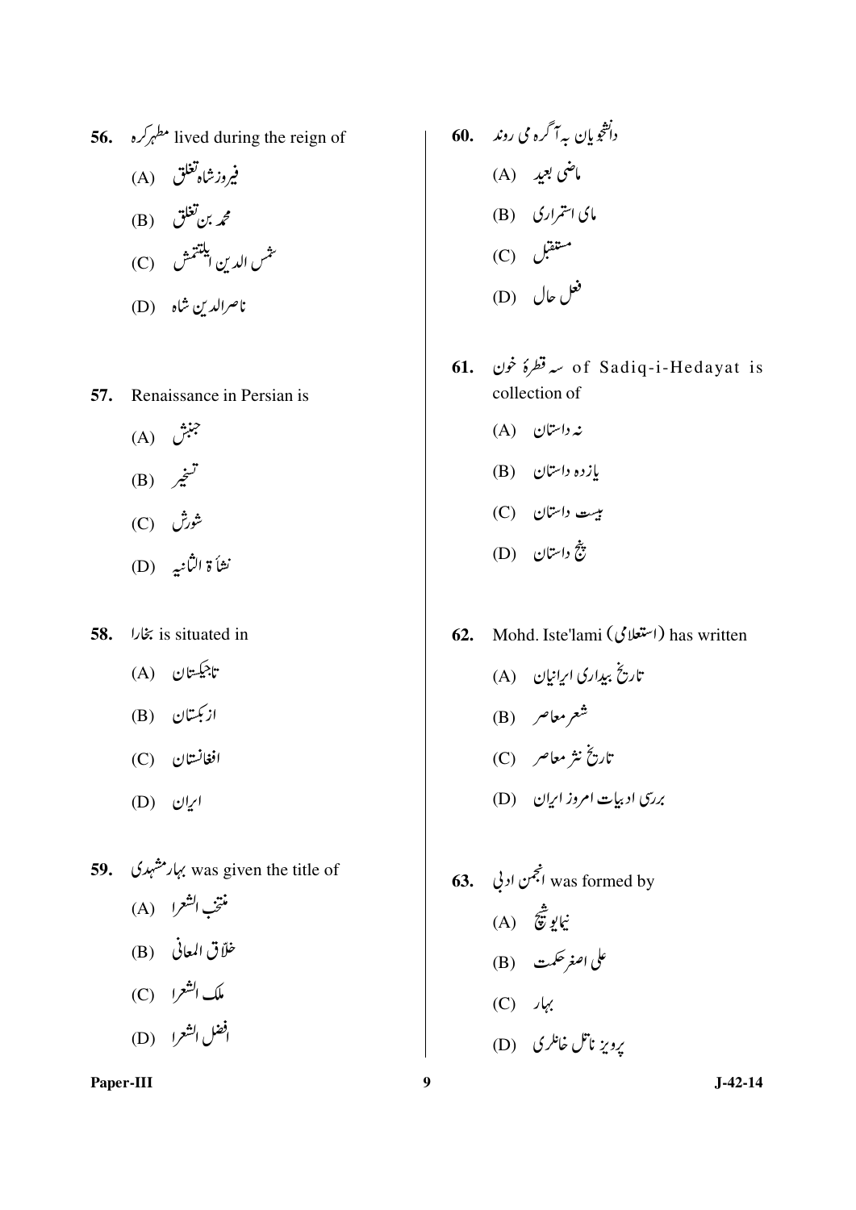**56.** مطهرکره lived during the reign of

(A) فیروزشاه تغلق

(B) محمد بن تغلق

(C) شمس الدین ایلتتمش

(D) ناصرالدین شاه

**57.** Renaissance in Persian is

(A) جنبش

(B) تسخیر

(C) شورش

(D) نشأة الثانیه

**58.** بخارا is situated in

(A) تاجیکستان

(B) ازبکستان

(C) افغانستان

(D) ایران

**59.** بهار مشهدی was given the title of

(A) منتخب الشعرا

(B) خلّاق المعانی

(C) ملک الشعرا

(D) افضل الشعرا

**60.** دانشجویان به آگره می روند

(A) ماضی بعید

(B) مای استمراری

(C) مستقبل

(D) فعل حال

**61.** سه قطرهٔ خون of Sadiq-i-Hedayat is collection of

(A) نه داستان

(B) یازده داستان

(C) بیست داستان

(D) پنج داستان

**62.** Mohd. Iste'lami (استعلامی) has written

(A) تاریخ بیداری ایرانیان

(B) شعر معاصر

(C) تاریخ نثر معاصر

(D) بررسی ادبیات امروز ایران

**63.** انجمن ادبی was formed by

(A) نیمایوشیج

(B) علی اصغر حکمت

(C) بهار

(D) پرویز ناتل خانلری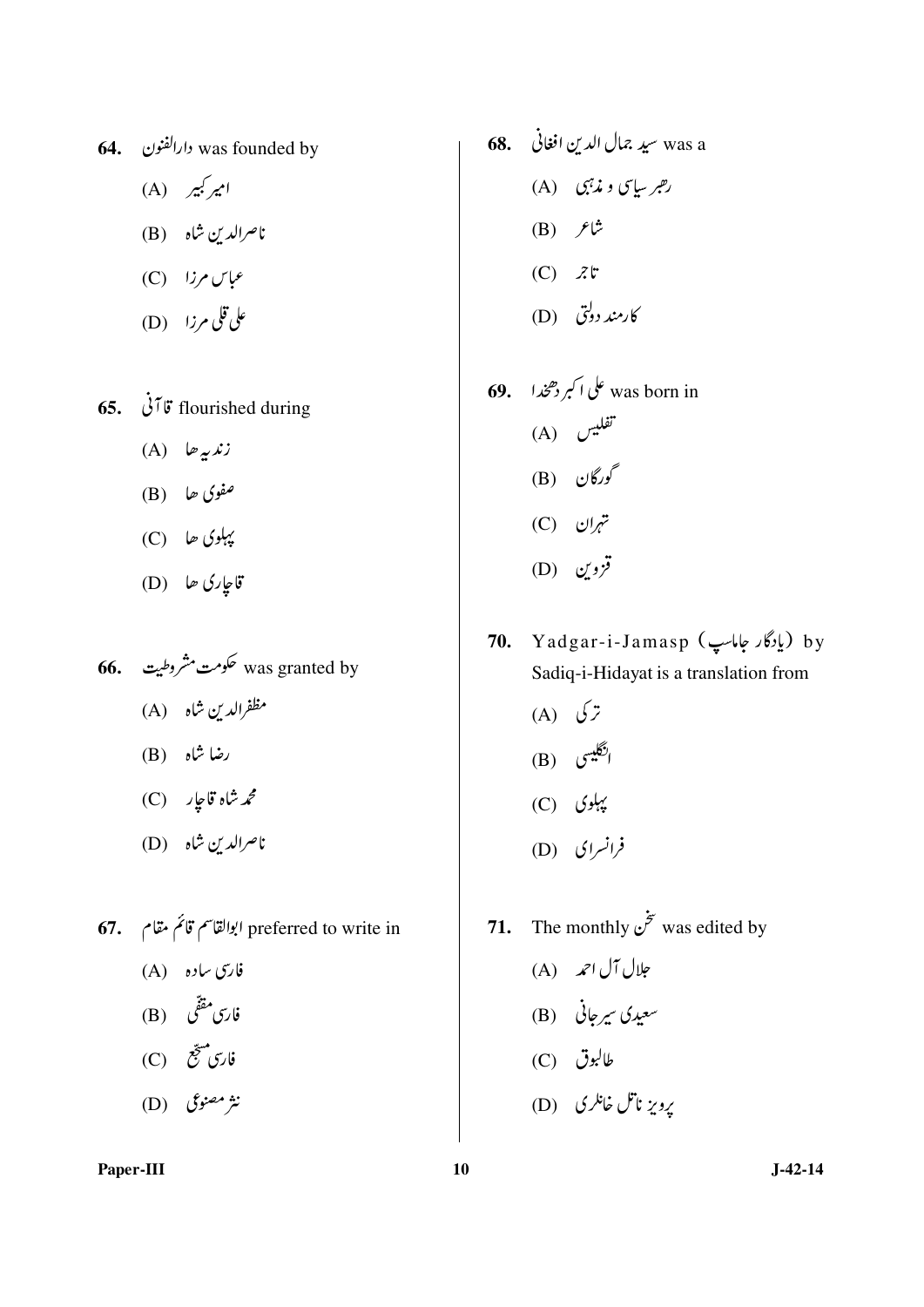**64.** دارالفنون was founded by

(A) امیر کبیر

(B) ناصرالدین شاه

(C) عباس مرزا

(D) علی قلی مرزا

**65.** قاآنی flourished during

(A) زندیه ها

(B) صفوی ها

(C) پهلوی ها

(D) قاجاری ها

**66.** حکومت مشروطیت was granted by

(A) مظفرالدین شاه

(B) رضا شاه

(C) محمد شاه قاجار

(D) ناصرالدین شاه

**67.** ابوالقاسم قائم مقام preferred to write in

(A) فارسی ساده

(B) فارسی مقفّی

(C) فارسی مسجّع

(D) نثر مصنوعی

**68.** سید جمال الدین افغانی was a

(A) رهبر سیاسی و مذهبی

(B) شاعر

(C) تاجر

(D) کارمند دولتی

**69.** علی اکبر دهخدا was born in

(A) تفلیس

(B) گورگان

(C) تهران

(D) قزوین

**70.** Yadgar-i-Jamasp (یادگار جاماسپ) by Sadiq-i-Hidayat is a translation from

(A) ترکی

(B) انگلیسی

(C) پهلوی

(D) فرانسوی

**71.** The monthly سخن was edited by

(A) جلال آل احمد

(B) سعیدی سیرجانی

(C) طالبوف

(D) پرویز ناتل خانلری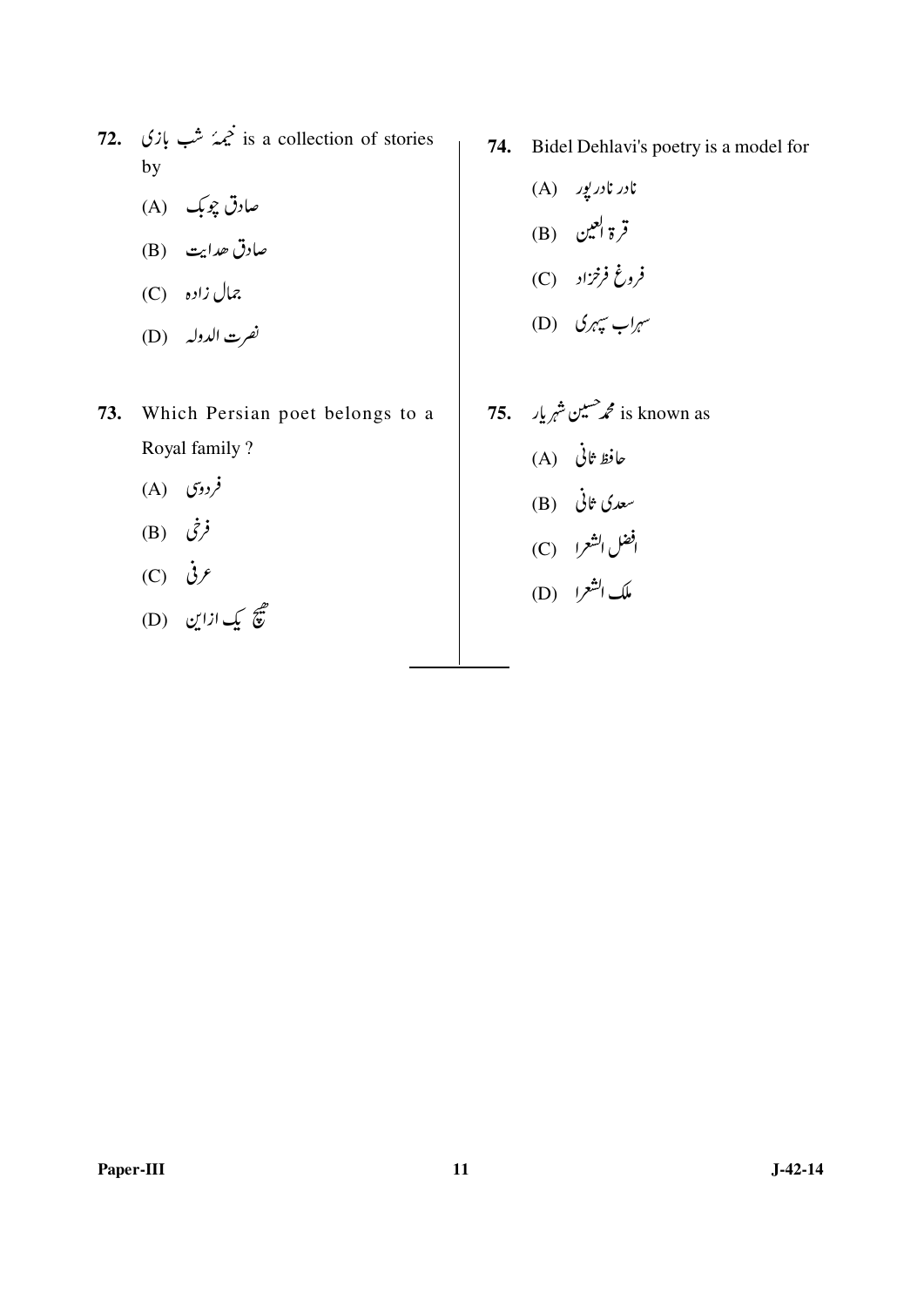72. خیمۂ شب بازی is a collection of stories by

(A) صادق چوبک

(B) صادق هدایت

(C) جمال زاده

(D) نصرت الدوله

73. Which Persian poet belongs to a Royal family ?

(A) فردوسی

(B) فرخی

(C) عرفی

(D) هیچ یک ازاین

74. Bidel Dehlavi's poetry is a model for

(A) نادر نادرپور

(B) قرة العین

(C) فروغ فرخزاد

(D) سهراب سپهری

75. محمد حسین شهریار is known as

(A) حافظ ثانی

(B) سعدی ثانی

(C) افضل الشعرا

(D) ملک الشعرا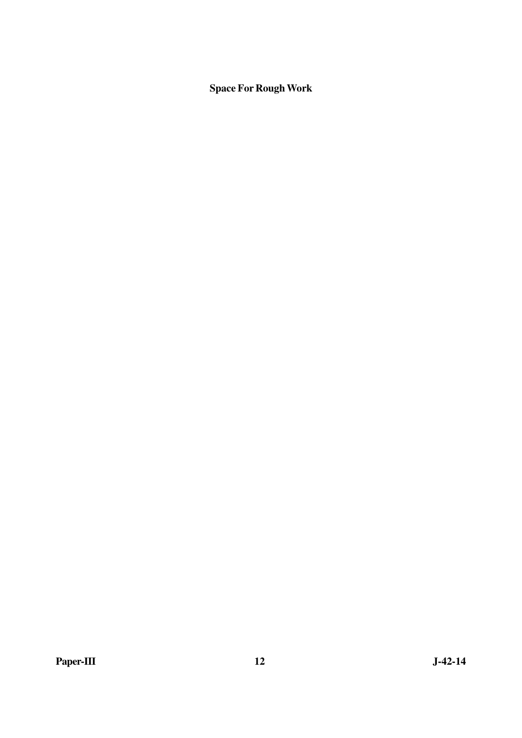**Space For Rough Work**